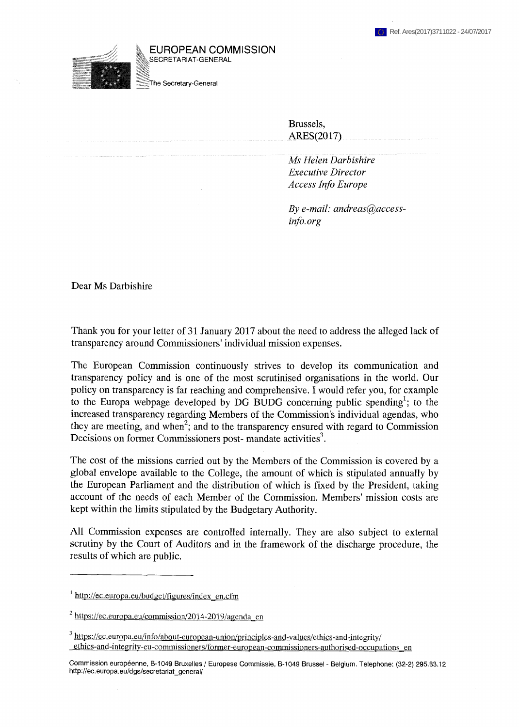Ref. Ares(2017)3711022 - 24/07/2017

EUROPEAN COMMISSION
SECRETARIAT-GENERAL

The Secretary-General

Brussels,
ARES(2017)

*Ms Helen Darbishire*
*Executive Director*
*Access Info Europe*

*By e-mail: andreas@access-info.org*

Dear Ms Darbishire

Thank you for your letter of 31 January 2017 about the need to address the alleged lack of transparency around Commissioners' individual mission expenses.

The European Commission continuously strives to develop its communication and transparency policy and is one of the most scrutinised organisations in the world. Our policy on transparency is far reaching and comprehensive. I would refer you, for example to the Europa webpage developed by DG BUDG concerning public spending[1]; to the increased transparency regarding Members of the Commission's individual agendas, who they are meeting, and when[2]; and to the transparency ensured with regard to Commission Decisions on former Commissioners post- mandate activities[3].

The cost of the missions carried out by the Members of the Commission is covered by a global envelope available to the College, the amount of which is stipulated annually by the European Parliament and the distribution of which is fixed by the President, taking account of the needs of each Member of the Commission. Members' mission costs are kept within the limits stipulated by the Budgetary Authority.

All Commission expenses are controlled internally. They are also subject to external scrutiny by the Court of Auditors and in the framework of the discharge procedure, the results of which are public.

---

[1] http://ec.europa.eu/budget/figures/index_en.cfm

[2] https://ec.europa.eu/commission/2014-2019/agenda_en

[3] https://ec.europa.eu/info/about-european-union/principles-and-values/ethics-and-integrity/ethics-and-integrity-eu-commissioners/former-european-commissioners-authorised-occupations_en

Commission européenne, B-1049 Bruxelles / Europese Commissie, B-1049 Brussel - Belgium. Telephone: (32-2) 295.83.12
http://ec.europa.eu/dgs/secretariat_general/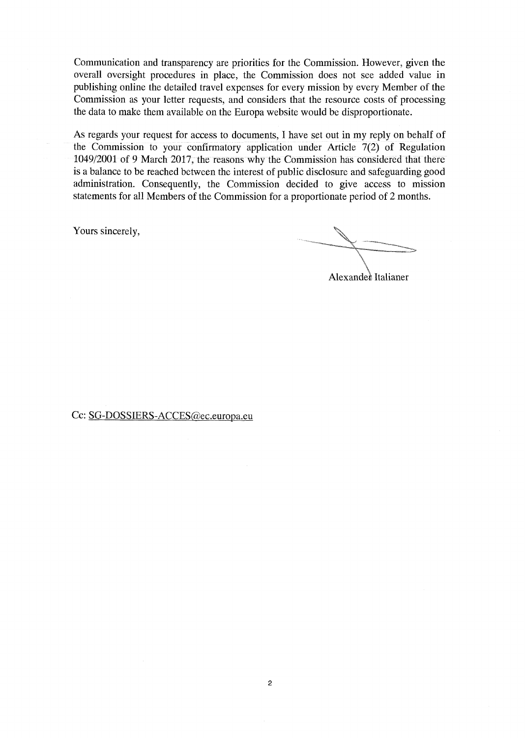Communication and transparency are priorities for the Commission. However, given the overall oversight procedures in place, the Commission does not see added value in publishing online the detailed travel expenses for every mission by every Member of the Commission as your letter requests, and considers that the resource costs of processing the data to make them available on the Europa website would be disproportionate.

As regards your request for access to documents, I have set out in my reply on behalf of the Commission to your confirmatory application under Article 7(2) of Regulation 1049/2001 of 9 March 2017, the reasons why the Commission has considered that there is a balance to be reached between the interest of public disclosure and safeguarding good administration. Consequently, the Commission decided to give access to mission statements for all Members of the Commission for a proportionate period of 2 months.

Yours sincerely,

Alexander Italianer

Cc: SG-DOSSIERS-ACCES@ec.europa.eu